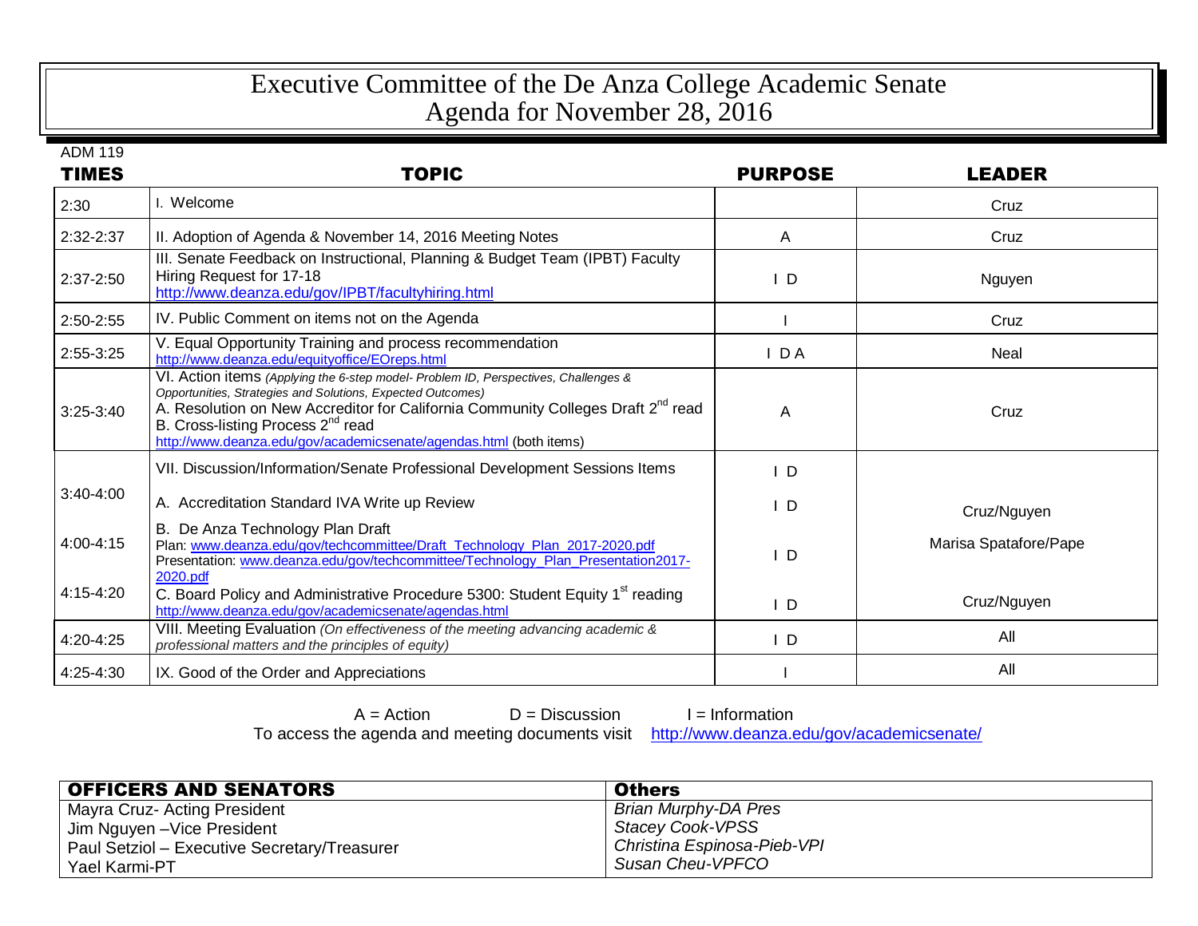# Executive Committee of the De Anza College Academic Senate
# Agenda for November 28, 2016

ADM 119

| TIMES | TOPIC | PURPOSE | LEADER |
|---|---|---|---|
| 2:30 | I. Welcome | | Cruz |
| 2:32-2:37 | II. Adoption of Agenda & November 14, 2016 Meeting Notes | A | Cruz |
| 2:37-2:50 | III. Senate Feedback on Instructional, Planning & Budget Team (IPBT) Faculty Hiring Request for 17-18 http://www.deanza.edu/gov/IPBT/facultyhiring.html | I D | Nguyen |
| 2:50-2:55 | IV. Public Comment on items not on the Agenda | I | Cruz |
| 2:55-3:25 | V. Equal Opportunity Training and process recommendation http://www.deanza.edu/equityoffice/EOreps.html | I D A | Neal |
| 3:25-3:40 | VI. Action items *(Applying the 6-step model- Problem ID, Perspectives, Challenges & Opportunities, Strategies and Solutions, Expected Outcomes)* A. Resolution on New Accreditor for California Community Colleges Draft 2nd read B. Cross-listing Process 2nd read http://www.deanza.edu/gov/academicsenate/agendas.html (both items) | A | Cruz |
| | VII. Discussion/Information/Senate Professional Development Sessions Items | I D | |
| 3:40-4:00 | A. Accreditation Standard IVA Write up Review | I D | Cruz/Nguyen |
| 4:00-4:15 | B. De Anza Technology Plan Draft Plan: www.deanza.edu/gov/techcommittee/Draft_Technology_Plan_2017-2020.pdf Presentation: www.deanza.edu/gov/techcommittee/Technology_Plan_Presentation2017-2020.pdf | I D | Marisa Spatafore/Pape |
| 4:15-4:20 | C. Board Policy and Administrative Procedure 5300: Student Equity 1st reading http://www.deanza.edu/gov/academicsenate/agendas.html | I D | Cruz/Nguyen |
| 4:20-4:25 | VIII. Meeting Evaluation *(On effectiveness of the meeting advancing academic & professional matters and the principles of equity)* | I D | All |
| 4:25-4:30 | IX. Good of the Order and Appreciations | I | All |

A = Action D = Discussion I = Information

To access the agenda and meeting documents visit http://www.deanza.edu/gov/academicsenate/

| OFFICERS AND SENATORS | Others |
|---|---|
| Mayra Cruz- Acting President | *Brian Murphy-DA Pres* |
| Jim Nguyen –Vice President | *Stacey Cook-VPSS* |
| Paul Setziol – Executive Secretary/Treasurer | *Christina Espinosa-Pieb-VPI* |
| Yael Karmi-PT | *Susan Cheu-VPFCO* |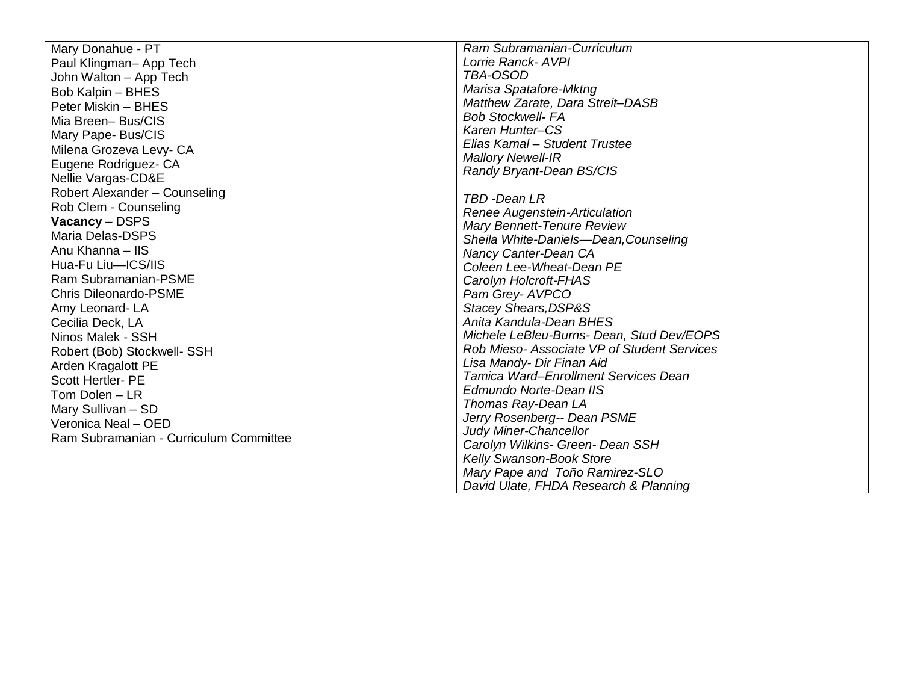| | |
|---|---|
| Mary Donahue - PT<br>Paul Klingman– App Tech<br>John Walton – App Tech<br>Bob Kalpin – BHES<br>Peter Miskin – BHES<br>Mia Breen– Bus/CIS<br>Mary Pape- Bus/CIS<br>Milena Grozeva Levy- CA<br>Eugene Rodriguez- CA<br>Nellie Vargas-CD&E<br>Robert Alexander – Counseling<br>Rob Clem - Counseling<br>**Vacancy** – DSPS<br>Maria Delas-DSPS<br>Anu Khanna – IIS<br>Hua-Fu Liu—ICS/IIS<br>Ram Subramanian-PSME<br>Chris Dileonardo-PSME<br>Amy Leonard- LA<br>Cecilia Deck, LA<br>Ninos Malek - SSH<br>Robert (Bob) Stockwell- SSH<br>Arden Kragalott PE<br>Scott Hertler- PE<br>Tom Dolen – LR<br>Mary Sullivan – SD<br>Veronica Neal – OED<br>Ram Subramanian - Curriculum Committee | *Ram Subramanian-Curriculum*<br>*Lorrie Ranck- AVPI*<br>*TBA-OSOD*<br>*Marisa Spatafore-Mktng*<br>*Matthew Zarate, Dara Streit–DASB*<br>*Bob Stockwell- FA*<br>*Karen Hunter–CS*<br>*Elias Kamal – Student Trustee*<br>*Mallory Newell-IR*<br>*Randy Bryant-Dean BS/CIS*<br><br>*TBD -Dean LR*<br>*Renee Augenstein-Articulation*<br>*Mary Bennett-Tenure Review*<br>*Sheila White-Daniels—Dean,Counseling*<br>*Nancy Canter-Dean CA*<br>*Coleen Lee-Wheat-Dean PE*<br>*Carolyn Holcroft-FHAS*<br>*Pam Grey- AVPCO*<br>*Stacey Shears,DSP&S*<br>*Anita Kandula-Dean BHES*<br>*Michele LeBleu-Burns- Dean, Stud Dev/EOPS*<br>*Rob Mieso- Associate VP of Student Services*<br>*Lisa Mandy- Dir Finan Aid*<br>*Tamica Ward–Enrollment Services Dean*<br>*Edmundo Norte-Dean IIS*<br>*Thomas Ray-Dean LA*<br>*Jerry Rosenberg-- Dean PSME*<br>*Judy Miner-Chancellor*<br>*Carolyn Wilkins- Green- Dean SSH*<br>*Kelly Swanson-Book Store*<br>*Mary Pape and Toño Ramirez-SLO*<br>*David Ulate, FHDA Research & Planning* |